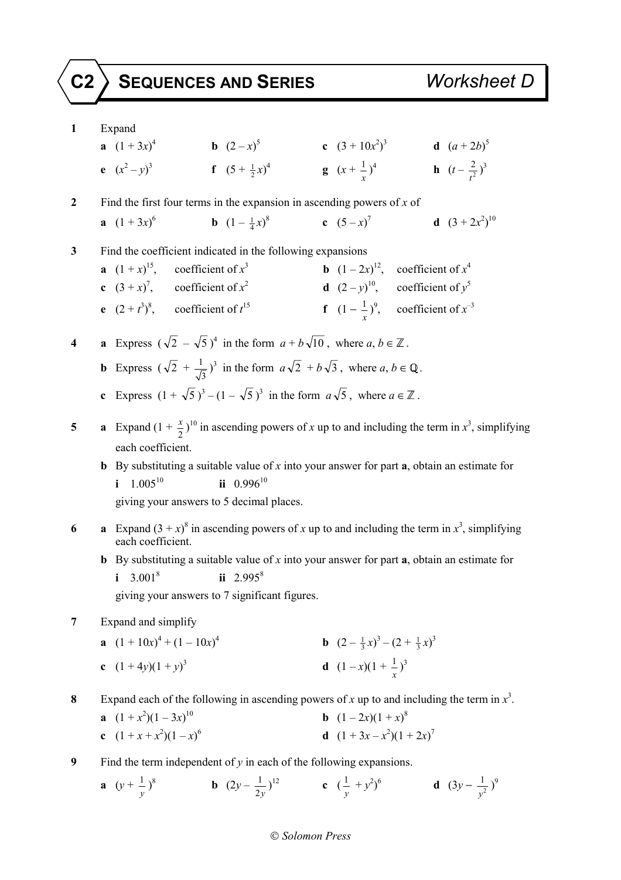# C2 SEQUENCES AND SERIES — Worksheet D

**1** Expand

**a** $(1 + 3x)^4$ **b** $(2 - x)^5$ **c** $(3 + 10x^2)^3$ **d** $(a + 2b)^5$

**e** $(x^2 - y)^3$ **f** $(5 + \frac{1}{2}x)^4$ **g** $(x + \frac{1}{x})^4$ **h** $(t - \frac{2}{t^2})^3$

**2** Find the first four terms in the expansion in ascending powers of $x$ of

**a** $(1 + 3x)^6$ **b** $(1 - \frac{1}{4}x)^8$ **c** $(5 - x)^7$ **d** $(3 + 2x^2)^{10}$

**3** Find the coefficient indicated in the following expansions

**a** $(1 + x)^{15}$, coefficient of $x^3$ **b** $(1 - 2x)^{12}$, coefficient of $x^4$

**c** $(3 + x)^7$, coefficient of $x^2$ **d** $(2 - y)^{10}$, coefficient of $y^5$

**e** $(2 + t^3)^8$, coefficient of $t^{15}$ **f** $(1 - \frac{1}{x})^9$, coefficient of $x^{-3}$

**4** **a** Express $(\sqrt{2} - \sqrt{5})^4$ in the form $a + b\sqrt{10}$, where $a, b \in \mathbb{Z}$.

**b** Express $(\sqrt{2} + \frac{1}{\sqrt{3}})^3$ in the form $a\sqrt{2} + b\sqrt{3}$, where $a, b \in \mathbb{Q}$.

**c** Express $(1 + \sqrt{5})^3 - (1 - \sqrt{5})^3$ in the form $a\sqrt{5}$, where $a \in \mathbb{Z}$.

**5** **a** Expand $(1 + \frac{x}{2})^{10}$ in ascending powers of $x$ up to and including the term in $x^3$, simplifying each coefficient.

**b** By substituting a suitable value of $x$ into your answer for part **a**, obtain an estimate for

**i** $1.005^{10}$ **ii** $0.996^{10}$

giving your answers to 5 decimal places.

**6** **a** Expand $(3 + x)^8$ in ascending powers of $x$ up to and including the term in $x^3$, simplifying each coefficient.

**b** By substituting a suitable value of $x$ into your answer for part **a**, obtain an estimate for

**i** $3.001^8$ **ii** $2.995^8$

giving your answers to 7 significant figures.

**7** Expand and simplify

**a** $(1 + 10x)^4 + (1 - 10x)^4$ **b** $(2 - \frac{1}{3}x)^3 - (2 + \frac{1}{3}x)^3$

**c** $(1 + 4y)(1 + y)^3$ **d** $(1 - x)(1 + \frac{1}{x})^3$

**8** Expand each of the following in ascending powers of $x$ up to and including the term in $x^3$.

**a** $(1 + x^2)(1 - 3x)^{10}$ **b** $(1 - 2x)(1 + x)^8$

**c** $(1 + x + x^2)(1 - x)^6$ **d** $(1 + 3x - x^2)(1 + 2x)^7$

**9** Find the term independent of $y$ in each of the following expansions.

**a** $(y + \frac{1}{y})^8$ **b** $(2y - \frac{1}{2y})^{12}$ **c** $(\frac{1}{y} + y^2)^6$ **d** $(3y - \frac{1}{y^2})^9$

© Solomon Press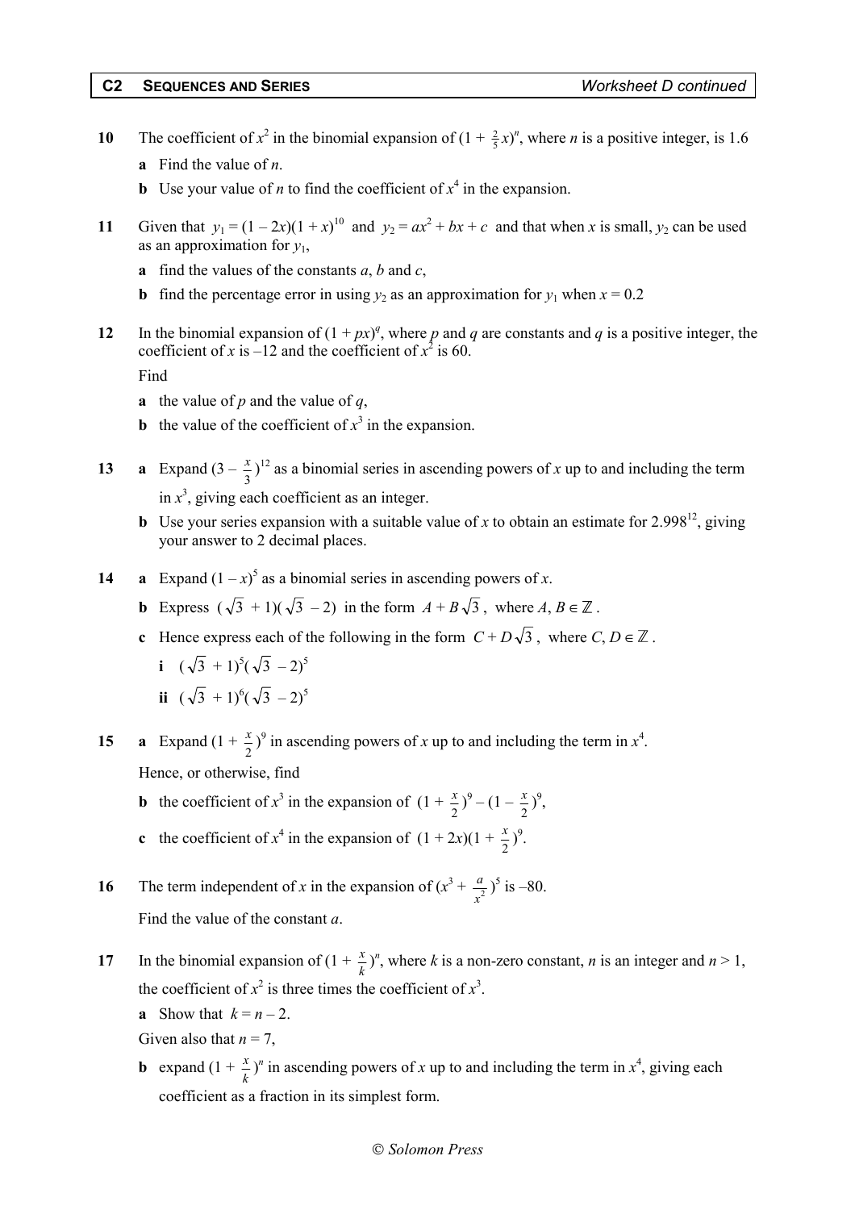10 The coefficient of $x^2$ in the binomial expansion of $(1 + \frac{2}{5}x)^n$, where $n$ is a positive integer, is 1.6

**a** Find the value of $n$.

**b** Use your value of $n$ to find the coefficient of $x^4$ in the expansion.

11 Given that $y_1 = (1 - 2x)(1 + x)^{10}$ and $y_2 = ax^2 + bx + c$ and that when $x$ is small, $y_2$ can be used as an approximation for $y_1$,

**a** find the values of the constants $a$, $b$ and $c$,

**b** find the percentage error in using $y_2$ as an approximation for $y_1$ when $x = 0.2$

12 In the binomial expansion of $(1 + px)^q$, where $p$ and $q$ are constants and $q$ is a positive integer, the coefficient of $x$ is –12 and the coefficient of $x^2$ is 60.

Find

**a** the value of $p$ and the value of $q$,

**b** the value of the coefficient of $x^3$ in the expansion.

13 **a** Expand $(3 - \frac{x}{3})^{12}$ as a binomial series in ascending powers of $x$ up to and including the term in $x^3$, giving each coefficient as an integer.

**b** Use your series expansion with a suitable value of $x$ to obtain an estimate for $2.998^{12}$, giving your answer to 2 decimal places.

14 **a** Expand $(1 - x)^5$ as a binomial series in ascending powers of $x$.

**b** Express $(\sqrt{3} + 1)(\sqrt{3} - 2)$ in the form $A + B\sqrt{3}$, where $A, B \in \mathbb{Z}$.

**c** Hence express each of the following in the form $C + D\sqrt{3}$, where $C, D \in \mathbb{Z}$.

**i** $(\sqrt{3} + 1)^5(\sqrt{3} - 2)^5$

**ii** $(\sqrt{3} + 1)^6(\sqrt{3} - 2)^5$

15 **a** Expand $(1 + \frac{x}{2})^9$ in ascending powers of $x$ up to and including the term in $x^4$.

Hence, or otherwise, find

**b** the coefficient of $x^3$ in the expansion of $(1 + \frac{x}{2})^9 - (1 - \frac{x}{2})^9$,

**c** the coefficient of $x^4$ in the expansion of $(1 + 2x)(1 + \frac{x}{2})^9$.

16 The term independent of $x$ in the expansion of $(x^3 + \frac{a}{x^2})^5$ is –80.

Find the value of the constant $a$.

17 In the binomial expansion of $(1 + \frac{x}{k})^n$, where $k$ is a non-zero constant, $n$ is an integer and $n > 1$, the coefficient of $x^2$ is three times the coefficient of $x^3$.

**a** Show that $k = n - 2$.

Given also that $n = 7$,

**b** expand $(1 + \frac{x}{k})^n$ in ascending powers of $x$ up to and including the term in $x^4$, giving each coefficient as a fraction in its simplest form.